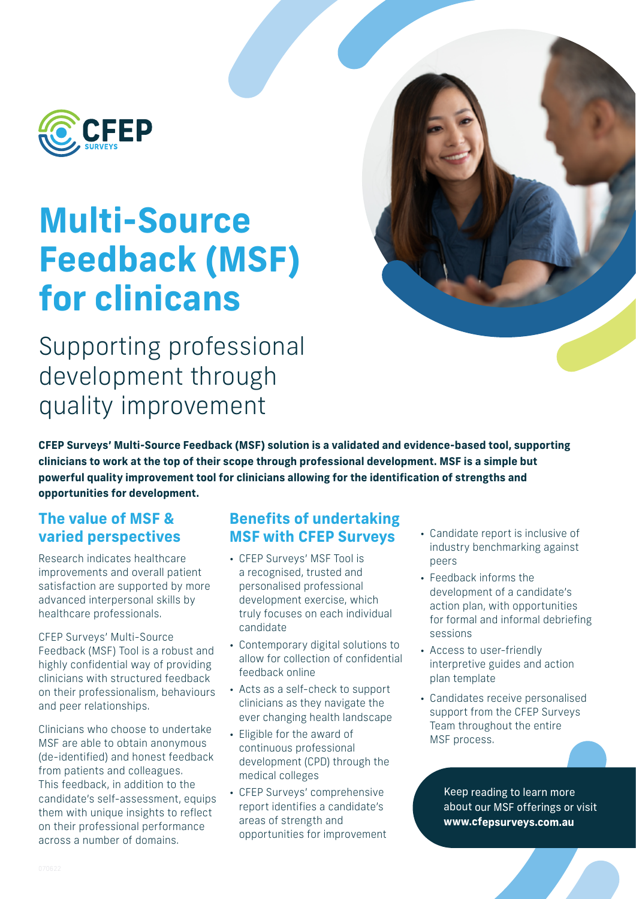CFEP SURVEYS

# Multi-Source Feedback (MSF) for clinicans

## Supporting professional development through quality improvement

**CFEP Surveys' Multi-Source Feedback (MSF) solution is a validated and evidence-based tool, supporting clinicians to work at the top of their scope through professional development. MSF is a simple but powerful quality improvement tool for clinicians allowing for the identification of strengths and opportunities for development.**

### The value of MSF & varied perspectives

Research indicates healthcare improvements and overall patient satisfaction are supported by more advanced interpersonal skills by healthcare professionals.

CFEP Surveys' Multi-Source Feedback (MSF) Tool is a robust and highly confidential way of providing clinicians with structured feedback on their professionalism, behaviours and peer relationships.

Clinicians who choose to undertake MSF are able to obtain anonymous (de-identified) and honest feedback from patients and colleagues. This feedback, in addition to the candidate's self-assessment, equips them with unique insights to reflect on their professional performance across a number of domains.

### Benefits of undertaking MSF with CFEP Surveys

- CFEP Surveys' MSF Tool is a recognised, trusted and personalised professional development exercise, which truly focuses on each individual candidate
- Contemporary digital solutions to allow for collection of confidential feedback online
- Acts as a self-check to support clinicians as they navigate the ever changing health landscape
- Eligible for the award of continuous professional development (CPD) through the medical colleges
- CFEP Surveys' comprehensive report identifies a candidate's areas of strength and opportunities for improvement
- Candidate report is inclusive of industry benchmarking against peers
- Feedback informs the development of a candidate's action plan, with opportunities for formal and informal debriefing sessions
- Access to user-friendly interpretive guides and action plan template
- Candidates receive personalised support from the CFEP Surveys Team throughout the entire MSF process.

Keep reading to learn more about our MSF offerings or visit **www.cfepsurveys.com.au**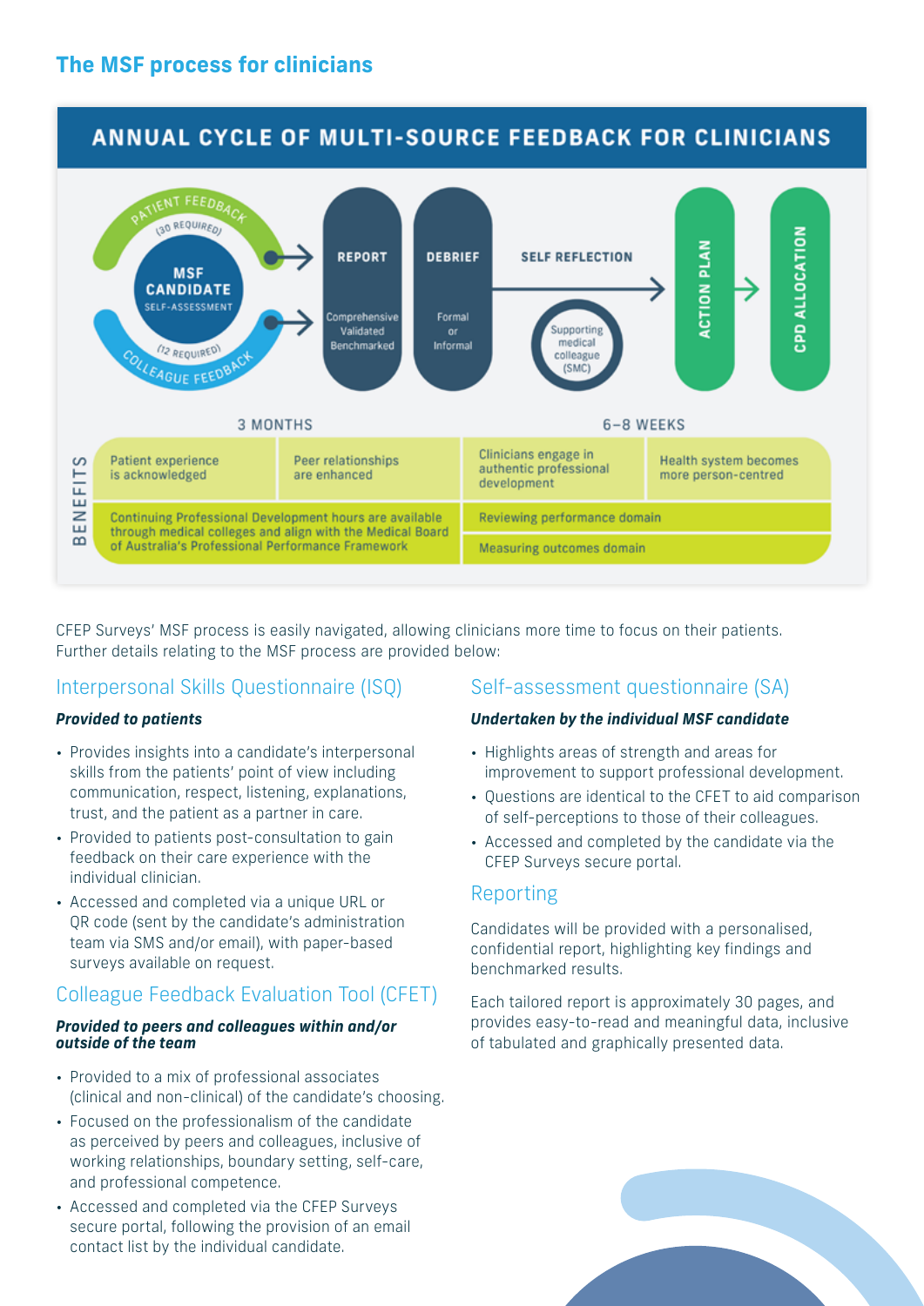## The MSF process for clinicians

### ANNUAL CYCLE OF MULTI-SOURCE FEEDBACK FOR CLINICIANS

PATIENT FEEDBACK (30 REQUIRED)

MSF CANDIDATE
SELF-ASSESSMENT

COLLEAGUE FEEDBACK (12 REQUIRED)

REPORT
Comprehensive
Validated
Benchmarked

DEBRIEF
Formal or Informal

SELF REFLECTION

Supporting medical colleague (SMC)

ACTION PLAN

CPD ALLOCATION

3 MONTHS

6–8 WEEKS

**BENEFITS**

| | | | |
|---|---|---|---|
| Patient experience is acknowledged | Peer relationships are enhanced | Clinicians engage in authentic professional development | Health system becomes more person-centred |
| Continuing Professional Development hours are available through medical colleges and align with the Medical Board of Australia's Professional Performance Framework | | Reviewing performance domain | |
| | | Measuring outcomes domain | |

CFEP Surveys' MSF process is easily navigated, allowing clinicians more time to focus on their patients. Further details relating to the MSF process are provided below:

### Interpersonal Skills Questionnaire (ISQ)

***Provided to patients***

- Provides insights into a candidate's interpersonal skills from the patients' point of view including communication, respect, listening, explanations, trust, and the patient as a partner in care.
- Provided to patients post-consultation to gain feedback on their care experience with the individual clinician.
- Accessed and completed via a unique URL or QR code (sent by the candidate's administration team via SMS and/or email), with paper-based surveys available on request.

### Colleague Feedback Evaluation Tool (CFET)

***Provided to peers and colleagues within and/or outside of the team***

- Provided to a mix of professional associates (clinical and non-clinical) of the candidate's choosing.
- Focused on the professionalism of the candidate as perceived by peers and colleagues, inclusive of working relationships, boundary setting, self-care, and professional competence.
- Accessed and completed via the CFEP Surveys secure portal, following the provision of an email contact list by the individual candidate.

### Self-assessment questionnaire (SA)

***Undertaken by the individual MSF candidate***

- Highlights areas of strength and areas for improvement to support professional development.
- Questions are identical to the CFET to aid comparison of self-perceptions to those of their colleagues.
- Accessed and completed by the candidate via the CFEP Surveys secure portal.

### Reporting

Candidates will be provided with a personalised, confidential report, highlighting key findings and benchmarked results.

Each tailored report is approximately 30 pages, and provides easy-to-read and meaningful data, inclusive of tabulated and graphically presented data.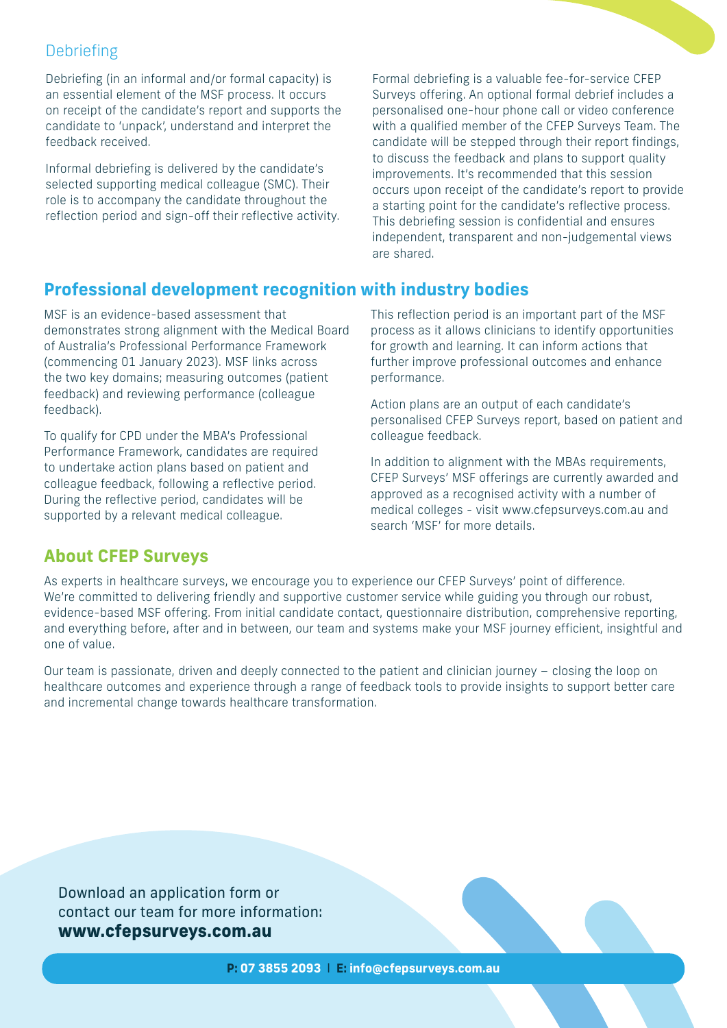## Debriefing

Debriefing (in an informal and/or formal capacity) is an essential element of the MSF process. It occurs on receipt of the candidate's report and supports the candidate to 'unpack', understand and interpret the feedback received.

Informal debriefing is delivered by the candidate's selected supporting medical colleague (SMC). Their role is to accompany the candidate throughout the reflection period and sign-off their reflective activity.

Formal debriefing is a valuable fee-for-service CFEP Surveys offering. An optional formal debrief includes a personalised one-hour phone call or video conference with a qualified member of the CFEP Surveys Team. The candidate will be stepped through their report findings, to discuss the feedback and plans to support quality improvements. It's recommended that this session occurs upon receipt of the candidate's report to provide a starting point for the candidate's reflective process. This debriefing session is confidential and ensures independent, transparent and non-judgemental views are shared.

## Professional development recognition with industry bodies

MSF is an evidence-based assessment that demonstrates strong alignment with the Medical Board of Australia's Professional Performance Framework (commencing 01 January 2023). MSF links across the two key domains; measuring outcomes (patient feedback) and reviewing performance (colleague feedback).

To qualify for CPD under the MBA's Professional Performance Framework, candidates are required to undertake action plans based on patient and colleague feedback, following a reflective period. During the reflective period, candidates will be supported by a relevant medical colleague.

This reflection period is an important part of the MSF process as it allows clinicians to identify opportunities for growth and learning. It can inform actions that further improve professional outcomes and enhance performance.

Action plans are an output of each candidate's personalised CFEP Surveys report, based on patient and colleague feedback.

In addition to alignment with the MBAs requirements, CFEP Surveys' MSF offerings are currently awarded and approved as a recognised activity with a number of medical colleges - visit www.cfepsurveys.com.au and search 'MSF' for more details.

## About CFEP Surveys

As experts in healthcare surveys, we encourage you to experience our CFEP Surveys' point of difference. We're committed to delivering friendly and supportive customer service while guiding you through our robust, evidence-based MSF offering. From initial candidate contact, questionnaire distribution, comprehensive reporting, and everything before, after and in between, our team and systems make your MSF journey efficient, insightful and one of value.

Our team is passionate, driven and deeply connected to the patient and clinician journey – closing the loop on healthcare outcomes and experience through a range of feedback tools to provide insights to support better care and incremental change towards healthcare transformation.

Download an application form or contact our team for more information:
**www.cfepsurveys.com.au**

**P: 07 3855 2093** | **E: info@cfepsurveys.com.au**